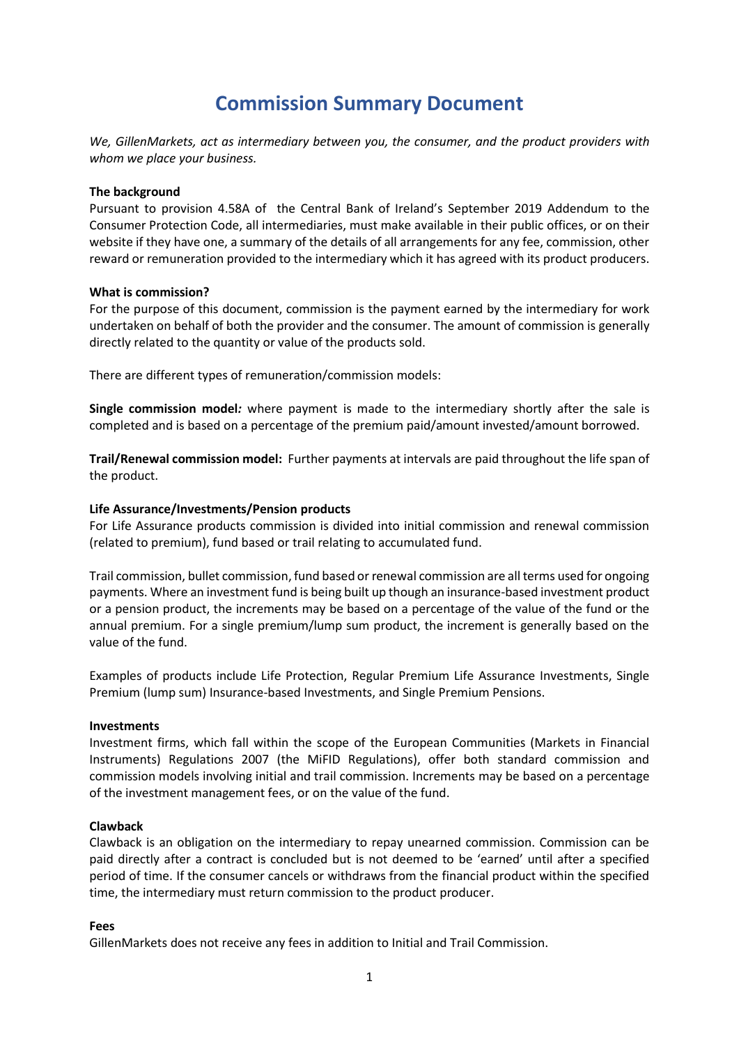# Commission Summary Document

*We, GillenMarkets, act as intermediary between you, the consumer, and the product providers with whom we place your business.*

**The background**

Pursuant to provision 4.58A of the Central Bank of Ireland's September 2019 Addendum to the Consumer Protection Code, all intermediaries, must make available in their public offices, or on their website if they have one, a summary of the details of all arrangements for any fee, commission, other reward or remuneration provided to the intermediary which it has agreed with its product producers.

**What is commission?**

For the purpose of this document, commission is the payment earned by the intermediary for work undertaken on behalf of both the provider and the consumer. The amount of commission is generally directly related to the quantity or value of the products sold.

There are different types of remuneration/commission models:

**Single commission model***:* where payment is made to the intermediary shortly after the sale is completed and is based on a percentage of the premium paid/amount invested/amount borrowed.

**Trail/Renewal commission model:** Further payments at intervals are paid throughout the life span of the product.

**Life Assurance/Investments/Pension products**

For Life Assurance products commission is divided into initial commission and renewal commission (related to premium), fund based or trail relating to accumulated fund.

Trail commission, bullet commission, fund based or renewal commission are all terms used for ongoing payments. Where an investment fund is being built up though an insurance-based investment product or a pension product, the increments may be based on a percentage of the value of the fund or the annual premium. For a single premium/lump sum product, the increment is generally based on the value of the fund.

Examples of products include Life Protection, Regular Premium Life Assurance Investments, Single Premium (lump sum) Insurance-based Investments, and Single Premium Pensions.

**Investments**

Investment firms, which fall within the scope of the European Communities (Markets in Financial Instruments) Regulations 2007 (the MiFID Regulations), offer both standard commission and commission models involving initial and trail commission. Increments may be based on a percentage of the investment management fees, or on the value of the fund.

**Clawback**

Clawback is an obligation on the intermediary to repay unearned commission. Commission can be paid directly after a contract is concluded but is not deemed to be 'earned' until after a specified period of time. If the consumer cancels or withdraws from the financial product within the specified time, the intermediary must return commission to the product producer.

**Fees**

GillenMarkets does not receive any fees in addition to Initial and Trail Commission.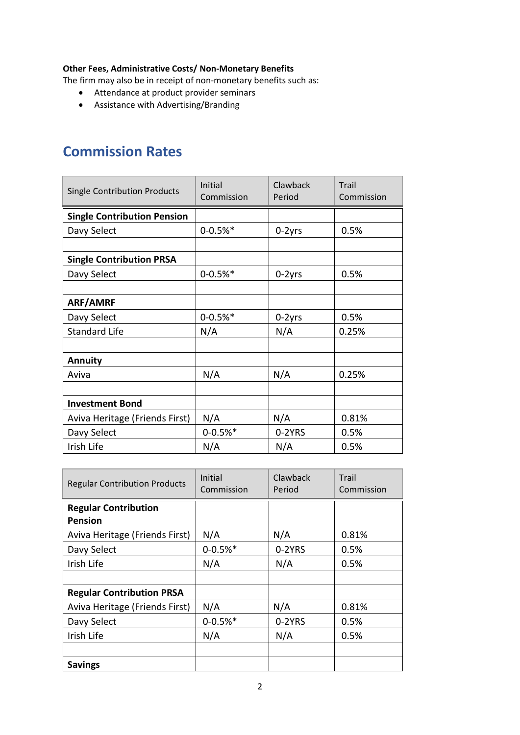**Other Fees, Administrative Costs/ Non-Monetary Benefits**
The firm may also be in receipt of non-monetary benefits such as:

- Attendance at product provider seminars
- Assistance with Advertising/Branding

## Commission Rates

| Single Contribution Products | Initial Commission | Clawback Period | Trail Commission |
|---|---|---|---|
| **Single Contribution Pension** | | | |
| Davy Select | 0-0.5%* | 0-2yrs | 0.5% |
| | | | |
| **Single Contribution PRSA** | | | |
| Davy Select | 0-0.5%* | 0-2yrs | 0.5% |
| | | | |
| **ARF/AMRF** | | | |
| Davy Select | 0-0.5%* | 0-2yrs | 0.5% |
| Standard Life | N/A | N/A | 0.25% |
| | | | |
| **Annuity** | | | |
| Aviva | N/A | N/A | 0.25% |
| | | | |
| **Investment Bond** | | | |
| Aviva Heritage (Friends First) | N/A | N/A | 0.81% |
| Davy Select | 0-0.5%* | 0-2YRS | 0.5% |
| Irish Life | N/A | N/A | 0.5% |

| Regular Contribution Products | Initial Commission | Clawback Period | Trail Commission |
|---|---|---|---|
| **Regular Contribution Pension** | | | |
| Aviva Heritage (Friends First) | N/A | N/A | 0.81% |
| Davy Select | 0-0.5%* | 0-2YRS | 0.5% |
| Irish Life | N/A | N/A | 0.5% |
| | | | |
| **Regular Contribution PRSA** | | | |
| Aviva Heritage (Friends First) | N/A | N/A | 0.81% |
| Davy Select | 0-0.5%* | 0-2YRS | 0.5% |
| Irish Life | N/A | N/A | 0.5% |
| | | | |
| **Savings** | | | |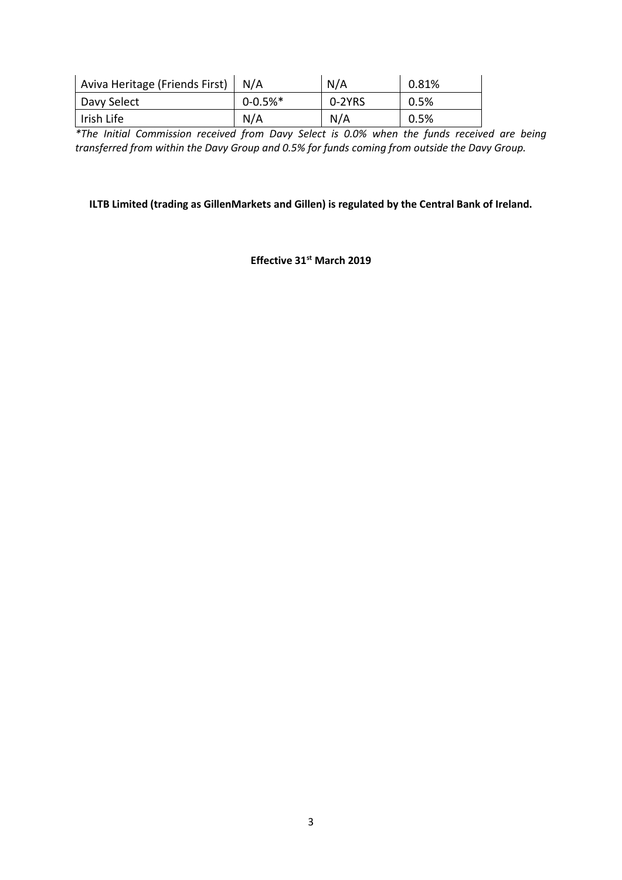| | | | |
|---|---|---|---|
| Aviva Heritage (Friends First) | N/A | N/A | 0.81% |
| Davy Select | 0-0.5%* | 0-2YRS | 0.5% |
| Irish Life | N/A | N/A | 0.5% |

*\*The Initial Commission received from Davy Select is 0.0% when the funds received are being transferred from within the Davy Group and 0.5% for funds coming from outside the Davy Group.*

**ILTB Limited (trading as GillenMarkets and Gillen) is regulated by the Central Bank of Ireland.**

**Effective 31st March 2019**